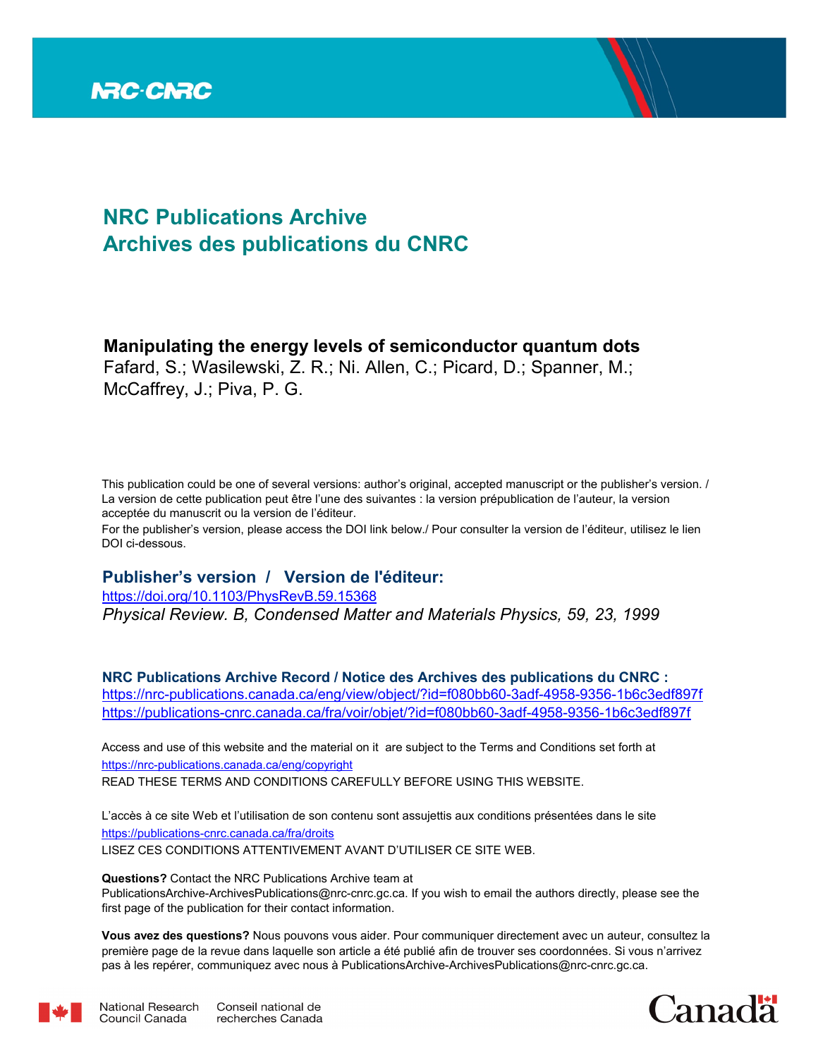# NRC Publications Archive
# Archives des publications du CNRC

**Manipulating the energy levels of semiconductor quantum dots**
Fafard, S.; Wasilewski, Z. R.; Ni. Allen, C.; Picard, D.; Spanner, M.; McCaffrey, J.; Piva, P. G.

This publication could be one of several versions: author's original, accepted manuscript or the publisher's version. / La version de cette publication peut être l'une des suivantes : la version prépublication de l'auteur, la version acceptée du manuscrit ou la version de l'éditeur.

For the publisher's version, please access the DOI link below./ Pour consulter la version de l'éditeur, utilisez le lien DOI ci-dessous.

## Publisher's version / Version de l'éditeur:

https://doi.org/10.1103/PhysRevB.59.15368
*Physical Review. B, Condensed Matter and Materials Physics, 59, 23, 1999*

**NRC Publications Archive Record / Notice des Archives des publications du CNRC :**
https://nrc-publications.canada.ca/eng/view/object/?id=f080bb60-3adf-4958-9356-1b6c3edf897f
https://publications-cnrc.canada.ca/fra/voir/objet/?id=f080bb60-3adf-4958-9356-1b6c3edf897f

Access and use of this website and the material on it are subject to the Terms and Conditions set forth at
https://nrc-publications.canada.ca/eng/copyright
READ THESE TERMS AND CONDITIONS CAREFULLY BEFORE USING THIS WEBSITE.

L'accès à ce site Web et l'utilisation de son contenu sont assujettis aux conditions présentées dans le site
https://publications-cnrc.canada.ca/fra/droits
LISEZ CES CONDITIONS ATTENTIVEMENT AVANT D'UTILISER CE SITE WEB.

**Questions?** Contact the NRC Publications Archive team at PublicationsArchive-ArchivesPublications@nrc-cnrc.gc.ca. If you wish to email the authors directly, please see the first page of the publication for their contact information.

**Vous avez des questions?** Nous pouvons vous aider. Pour communiquer directement avec un auteur, consultez la première page de la revue dans laquelle son article a été publié afin de trouver ses coordonnées. Si vous n'arrivez pas à les repérer, communiquez avec nous à PublicationsArchive-ArchivesPublications@nrc-cnrc.gc.ca.

National Research Council Canada | Conseil national de recherches Canada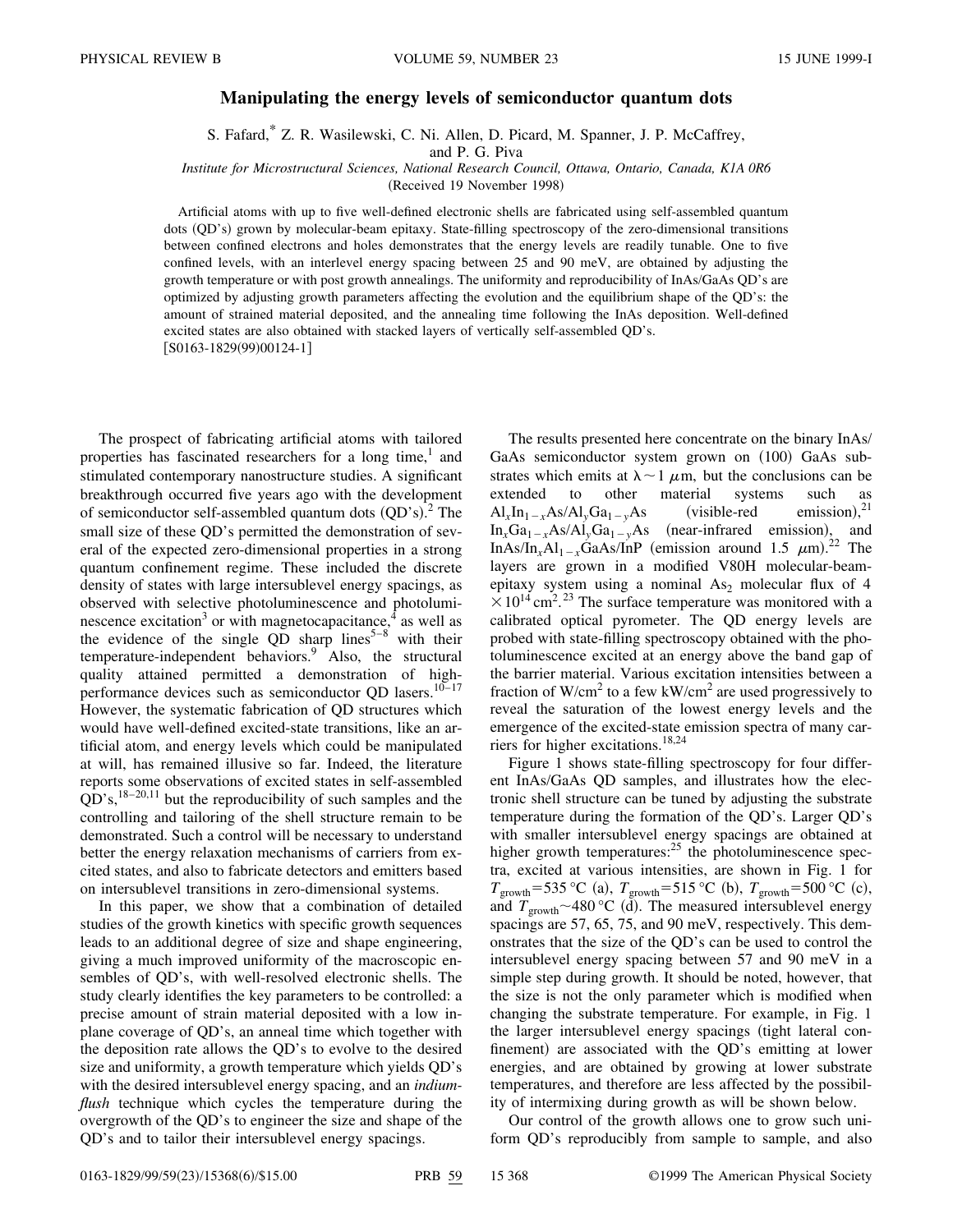# Manipulating the energy levels of semiconductor quantum dots

S. Fafard,* Z. R. Wasilewski, C. Ni. Allen, D. Picard, M. Spanner, J. P. McCaffrey, and P. G. Piva

*Institute for Microstructural Sciences, National Research Council, Ottawa, Ontario, Canada, K1A 0R6*

(Received 19 November 1998)

Artificial atoms with up to five well-defined electronic shells are fabricated using self-assembled quantum dots (QD's) grown by molecular-beam epitaxy. State-filling spectroscopy of the zero-dimensional transitions between confined electrons and holes demonstrates that the energy levels are readily tunable. One to five confined levels, with an interlevel energy spacing between 25 and 90 meV, are obtained by adjusting the growth temperature or with post growth annealings. The uniformity and reproducibility of InAs/GaAs QD's are optimized by adjusting growth parameters affecting the evolution and the equilibrium shape of the QD's: the amount of strained material deposited, and the annealing time following the InAs deposition. Well-defined excited states are also obtained with stacked layers of vertically self-assembled QD's. [S0163-1829(99)00124-1]

The prospect of fabricating artificial atoms with tailored properties has fascinated researchers for a long time,[1] and stimulated contemporary nanostructure studies. A significant breakthrough occurred five years ago with the development of semiconductor self-assembled quantum dots (QD's).[2] The small size of these QD's permitted the demonstration of several of the expected zero-dimensional properties in a strong quantum confinement regime. These included the discrete density of states with large intersublevel energy spacings, as observed with selective photoluminescence and photoluminescence excitation[3] or with magnetocapacitance,[4] as well as the evidence of the single QD sharp lines[5–8] with their temperature-independent behaviors.[9] Also, the structural quality attained permitted a demonstration of high-performance devices such as semiconductor QD lasers.[10–17] However, the systematic fabrication of QD structures which would have well-defined excited-state transitions, like an artificial atom, and energy levels which could be manipulated at will, has remained illusive so far. Indeed, the literature reports some observations of excited states in self-assembled QD's,[18–20,11] but the reproducibility of such samples and the controlling and tailoring of the shell structure remain to be demonstrated. Such a control will be necessary to understand better the energy relaxation mechanisms of carriers from excited states, and also to fabricate detectors and emitters based on intersublevel transitions in zero-dimensional systems.

In this paper, we show that a combination of detailed studies of the growth kinetics with specific growth sequences leads to an additional degree of size and shape engineering, giving a much improved uniformity of the macroscopic ensembles of QD's, with well-resolved electronic shells. The study clearly identifies the key parameters to be controlled: a precise amount of strain material deposited with a low in-plane coverage of QD's, an anneal time which together with the deposition rate allows the QD's to evolve to the desired size and uniformity, a growth temperature which yields QD's with the desired intersublevel energy spacing, and an *indium-flush* technique which cycles the temperature during the overgrowth of the QD's to engineer the size and shape of the QD's and to tailor their intersublevel energy spacings.

The results presented here concentrate on the binary InAs/GaAs semiconductor system grown on (100) GaAs substrates which emits at $\lambda \sim 1\ \mu$m, but the conclusions can be extended to other material systems such as $Al_xIn_{1-x}As/Al_yGa_{1-y}As$ (visible-red emission),[21] $In_xGa_{1-x}As/Al_yGa_{1-y}As$ (near-infrared emission), and $InAs/In_xAl_{1-x}GaAs/InP$ (emission around 1.5 $\mu$m).[22] The layers are grown in a modified V80H molecular-beam-epitaxy system using a nominal $As_2$ molecular flux of $4 \times 10^{14}\ \mathrm{cm}^2$.[23] The surface temperature was monitored with a calibrated optical pyrometer. The QD energy levels are probed with state-filling spectroscopy obtained with the photoluminescence excited at an energy above the band gap of the barrier material. Various excitation intensities between a fraction of W/cm$^2$ to a few kW/cm$^2$ are used progressively to reveal the saturation of the lowest energy levels and the emergence of the excited-state emission spectra of many carriers for higher excitations.[18,24]

Figure 1 shows state-filling spectroscopy for four different InAs/GaAs QD samples, and illustrates how the electronic shell structure can be tuned by adjusting the substrate temperature during the formation of the QD's. Larger QD's with smaller intersublevel energy spacings are obtained at higher growth temperatures:[25] the photoluminescence spectra, excited at various intensities, are shown in Fig. 1 for $T_{\mathrm{growth}}=535\,^\circ$C (a), $T_{\mathrm{growth}}=515\,^\circ$C (b), $T_{\mathrm{growth}}=500\,^\circ$C (c), and $T_{\mathrm{growth}}\sim480\,^\circ$C (d). The measured intersublevel energy spacings are 57, 65, 75, and 90 meV, respectively. This demonstrates that the size of the QD's can be used to control the intersublevel energy spacing between 57 and 90 meV in a simple step during growth. It should be noted, however, that the size is not the only parameter which is modified when changing the substrate temperature. For example, in Fig. 1 the larger intersublevel energy spacings (tight lateral confinement) are associated with the QD's emitting at lower energies, and are obtained by growing at lower substrate temperatures, and therefore are less affected by the possibility of intermixing during growth as will be shown below.

Our control of the growth allows one to grow such uniform QD's reproducibly from sample to sample, and also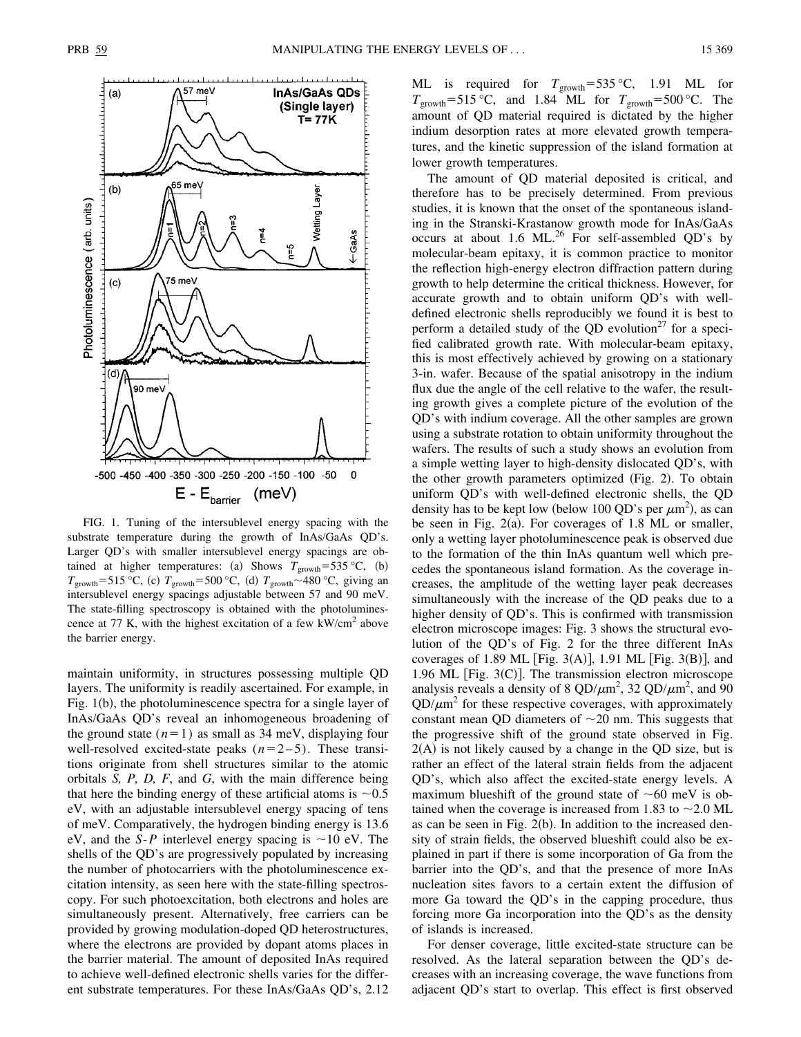FIG. 1. Tuning of the intersublevel energy spacing with the substrate temperature during the growth of InAs/GaAs QD's. Larger QD's with smaller intersublevel energy spacings are obtained at higher temperatures: (a) Shows $T_{growth}$=535 °C, (b) $T_{growth}$=515 °C, (c) $T_{growth}$=500 °C, (d) $T_{growth}$~480 °C, giving an intersublevel energy spacings adjustable between 57 and 90 meV. The state-filling spectroscopy is obtained with the photoluminescence at 77 K, with the highest excitation of a few kW/cm$^2$ above the barrier energy.

maintain uniformity, in structures possessing multiple QD layers. The uniformity is readily ascertained. For example, in Fig. 1(b), the photoluminescence spectra for a single layer of InAs/GaAs QD's reveal an inhomogeneous broadening of the ground state ($n=1$) as small as 34 meV, displaying four well-resolved excited-state peaks ($n=2-5$). These transitions originate from shell structures similar to the atomic orbitals *S, P, D, F*, and *G*, with the main difference being that here the binding energy of these artificial atoms is ~0.5 eV, with an adjustable intersublevel energy spacing of tens of meV. Comparatively, the hydrogen binding energy is 13.6 eV, and the *S-P* interlevel energy spacing is ~10 eV. The shells of the QD's are progressively populated by increasing the number of photocarriers with the photoluminescence excitation intensity, as seen here with the state-filling spectroscopy. For such photoexcitation, both electrons and holes are simultaneously present. Alternatively, free carriers can be provided by growing modulation-doped QD heterostructures, where the electrons are provided by dopant atoms places in the barrier material. The amount of deposited InAs required to achieve well-defined electronic shells varies for the different substrate temperatures. For these InAs/GaAs QD's, 2.12 ML is required for $T_{growth}$=535 °C, 1.91 ML for $T_{growth}$=515 °C, and 1.84 ML for $T_{growth}$=500 °C. The amount of QD material required is dictated by the higher indium desorption rates at more elevated growth temperatures, and the kinetic suppression of the island formation at lower growth temperatures.

The amount of QD material deposited is critical, and therefore has to be precisely determined. From previous studies, it is known that the onset of the spontaneous islanding in the Stranski-Krastanow growth mode for InAs/GaAs occurs at about 1.6 ML.[26] For self-assembled QD's by molecular-beam epitaxy, it is common practice to monitor the reflection high-energy electron diffraction pattern during growth to help determine the critical thickness. However, for accurate growth and to obtain uniform QD's with well-defined electronic shells reproducibly we found it is best to perform a detailed study of the QD evolution[27] for a specified calibrated growth rate. With molecular-beam epitaxy, this is most effectively achieved by growing on a stationary 3-in. wafer. Because of the spatial anisotropy in the indium flux due the angle of the cell relative to the wafer, the resulting growth gives a complete picture of the evolution of the QD's with indium coverage. All the other samples are grown using a substrate rotation to obtain uniformity throughout the wafers. The results of such a study shows an evolution from a simple wetting layer to high-density dislocated QD's, with the other growth parameters optimized (Fig. 2). To obtain uniform QD's with well-defined electronic shells, the QD density has to be kept low (below 100 QD's per $\mu$m$^2$), as can be seen in Fig. 2(a). For coverages of 1.8 ML or smaller, only a wetting layer photoluminescence peak is observed due to the formation of the thin InAs quantum well which precedes the spontaneous island formation. As the coverage increases, the amplitude of the wetting layer peak decreases simultaneously with the increase of the QD peaks due to a higher density of QD's. This is confirmed with transmission electron microscope images: Fig. 3 shows the structural evolution of the QD's of Fig. 2 for the three different InAs coverages of 1.89 ML [Fig. 3(A)], 1.91 ML [Fig. 3(B)], and 1.96 ML [Fig. 3(C)]. The transmission electron microscope analysis reveals a density of 8 QD/$\mu$m$^2$, 32 QD/$\mu$m$^2$, and 90 QD/$\mu$m$^2$ for these respective coverages, with approximately constant mean QD diameters of ~20 nm. This suggests that the progressive shift of the ground state observed in Fig. 2(A) is not likely caused by a change in the QD size, but is rather an effect of the lateral strain fields from the adjacent QD's, which also affect the excited-state energy levels. A maximum blueshift of the ground state of ~60 meV is obtained when the coverage is increased from 1.83 to ~2.0 ML as can be seen in Fig. 2(b). In addition to the increased density of strain fields, the observed blueshift could also be explained in part if there is some incorporation of Ga from the barrier into the QD's, and that the presence of more InAs nucleation sites favors to a certain extent the diffusion of more Ga toward the QD's in the capping procedure, thus forcing more Ga incorporation into the QD's as the density of islands is increased.

For denser coverage, little excited-state structure can be resolved. As the lateral separation between the QD's decreases with an increasing coverage, the wave functions from adjacent QD's start to overlap. This effect is first observed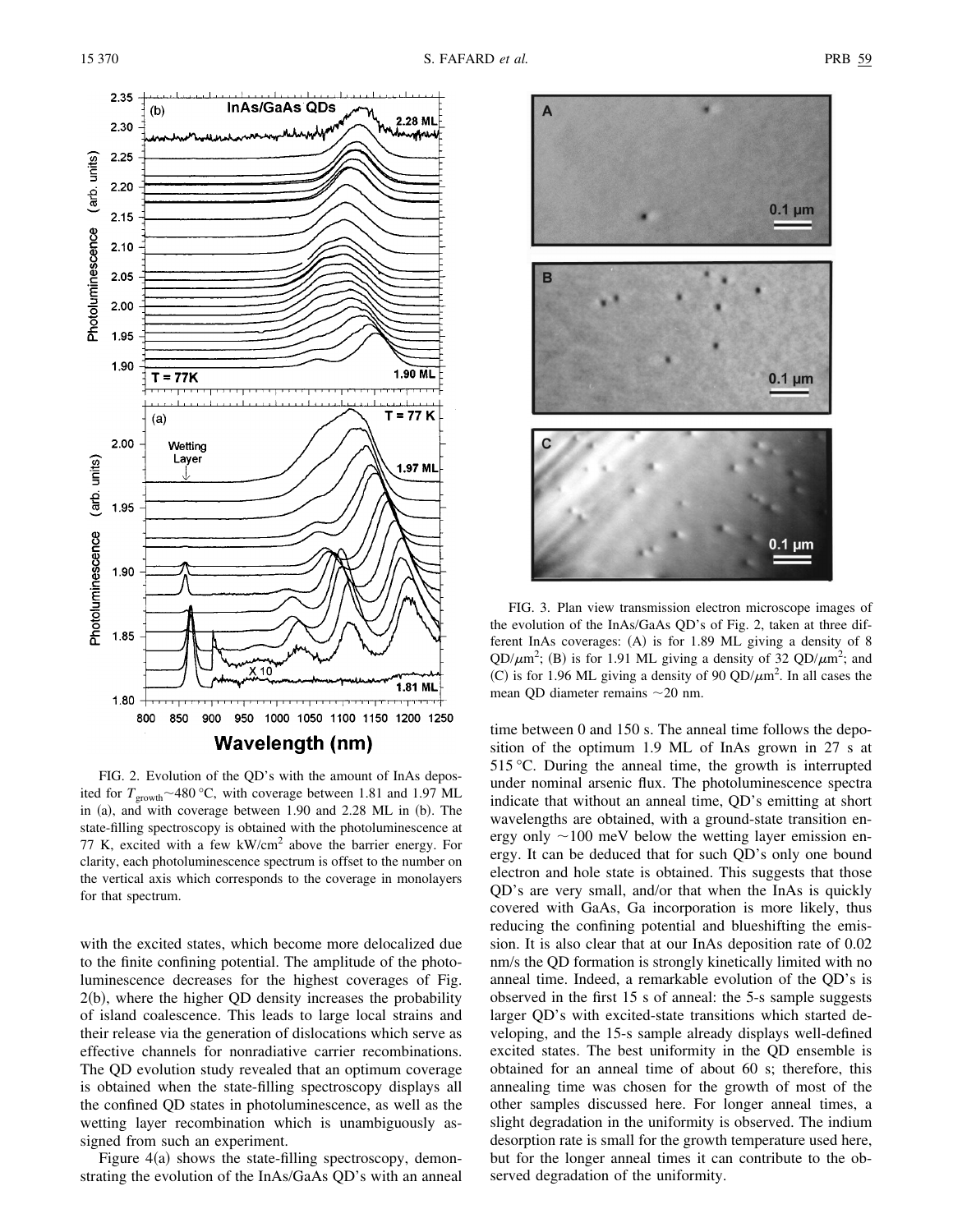FIG. 2. Evolution of the QD's with the amount of InAs deposited for $T_{growth}$~480 °C, with coverage between 1.81 and 1.97 ML in (a), and with coverage between 1.90 and 2.28 ML in (b). The state-filling spectroscopy is obtained with the photoluminescence at 77 K, excited with a few kW/cm$^2$ above the barrier energy. For clarity, each photoluminescence spectrum is offset to the number on the vertical axis which corresponds to the coverage in monolayers for that spectrum.

with the excited states, which become more delocalized due to the finite confining potential. The amplitude of the photoluminescence decreases for the highest coverages of Fig. 2(b), where the higher QD density increases the probability of island coalescence. This leads to large local strains and their release via the generation of dislocations which serve as effective channels for nonradiative carrier recombinations. The QD evolution study revealed that an optimum coverage is obtained when the state-filling spectroscopy displays all the confined QD states in photoluminescence, as well as the wetting layer recombination which is unambiguously assigned from such an experiment.

Figure 4(a) shows the state-filling spectroscopy, demonstrating the evolution of the InAs/GaAs QD's with an anneal time between 0 and 150 s. The anneal time follows the deposition of the optimum 1.9 ML of InAs grown in 27 s at 515 °C. During the anneal time, the growth is interrupted under nominal arsenic flux. The photoluminescence spectra indicate that without an anneal time, QD's emitting at short wavelengths are obtained, with a ground-state transition energy only ~100 meV below the wetting layer emission energy. It can be deduced that for such QD's only one bound electron and hole state is obtained. This suggests that those QD's are very small, and/or that when the InAs is quickly covered with GaAs, Ga incorporation is more likely, thus reducing the confining potential and blueshifting the emission. It is also clear that at our InAs deposition rate of 0.02 nm/s the QD formation is strongly kinetically limited with no anneal time. Indeed, a remarkable evolution of the QD's is observed in the first 15 s of anneal: the 5-s sample suggests larger QD's with excited-state transitions which started developing, and the 15-s sample already displays well-defined excited states. The best uniformity in the QD ensemble is obtained for an anneal time of about 60 s; therefore, this annealing time was chosen for the growth of most of the other samples discussed here. For longer anneal times, a slight degradation in the uniformity is observed. The indium desorption rate is small for the growth temperature used here, but for the longer anneal times it can contribute to the observed degradation of the uniformity.

FIG. 3. Plan view transmission electron microscope images of the evolution of the InAs/GaAs QD's of Fig. 2, taken at three different InAs coverages: (A) is for 1.89 ML giving a density of 8 QD/$\mu$m$^2$; (B) is for 1.91 ML giving a density of 32 QD/$\mu$m$^2$; and (C) is for 1.96 ML giving a density of 90 QD/$\mu$m$^2$. In all cases the mean QD diameter remains ~20 nm.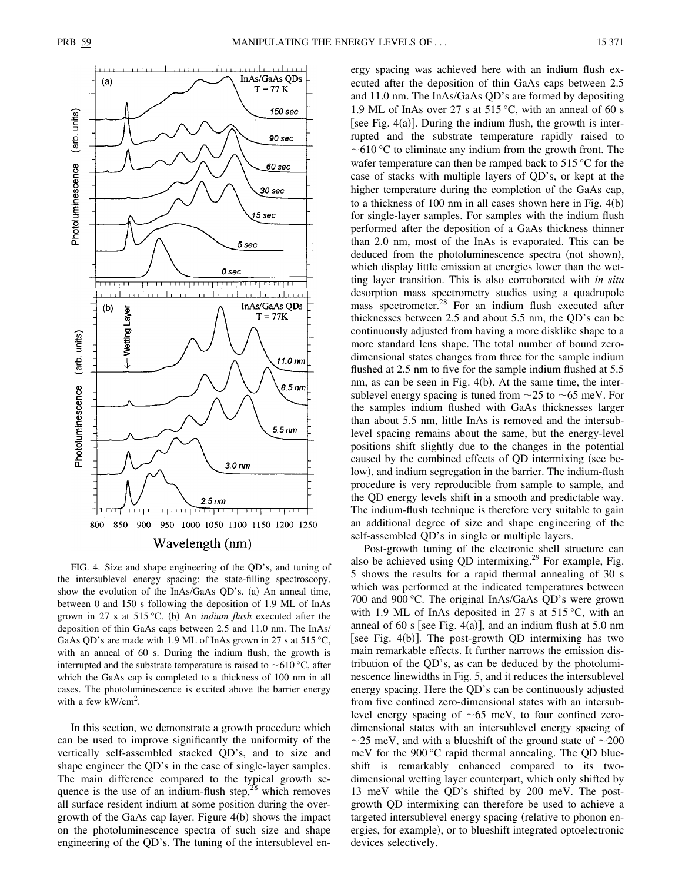FIG. 4. Size and shape engineering of the QD's, and tuning of the intersublevel energy spacing: the state-filling spectroscopy, show the evolution of the InAs/GaAs QD's. (a) An anneal time, between 0 and 150 s following the deposition of 1.9 ML of InAs grown in 27 s at 515 °C. (b) An *indium flush* executed after the deposition of thin GaAs caps between 2.5 and 11.0 nm. The InAs/GaAs QD's are made with 1.9 ML of InAs grown in 27 s at 515 °C, with an anneal of 60 s. During the indium flush, the growth is interrupted and the substrate temperature is raised to ~610 °C, after which the GaAs cap is completed to a thickness of 100 nm in all cases. The photoluminescence is excited above the barrier energy with a few $kW/cm^2$.

In this section, we demonstrate a growth procedure which can be used to improve significantly the uniformity of the vertically self-assembled stacked QD's, and to size and shape engineer the QD's in the case of single-layer samples. The main difference compared to the typical growth sequence is the use of an indium-flush step,[28] which removes all surface resident indium at some position during the overgrowth of the GaAs cap layer. Figure 4(b) shows the impact on the photoluminescence spectra of such size and shape engineering of the QD's. The tuning of the intersublevel energy spacing was achieved here with an indium flush executed after the deposition of thin GaAs caps between 2.5 and 11.0 nm. The InAs/GaAs QD's are formed by depositing 1.9 ML of InAs over 27 s at 515 °C, with an anneal of 60 s [see Fig. 4(a)]. During the indium flush, the growth is interrupted and the substrate temperature rapidly raised to ~610 °C to eliminate any indium from the growth front. The wafer temperature can then be ramped back to 515 °C for the case of stacks with multiple layers of QD's, or kept at the higher temperature during the completion of the GaAs cap, to a thickness of 100 nm in all cases shown here in Fig. 4(b) for single-layer samples. For samples with the indium flush performed after the deposition of a GaAs thickness thinner than 2.0 nm, most of the InAs is evaporated. This can be deduced from the photoluminescence spectra (not shown), which display little emission at energies lower than the wetting layer transition. This is also corroborated with *in situ* desorption mass spectrometry studies using a quadrupole mass spectrometer.[28] For an indium flush executed after thicknesses between 2.5 and about 5.5 nm, the QD's can be continuously adjusted from having a more disklike shape to a more standard lens shape. The total number of bound zero-dimensional states changes from three for the sample indium flushed at 2.5 nm to five for the sample indium flushed at 5.5 nm, as can be seen in Fig. 4(b). At the same time, the intersublevel energy spacing is tuned from ~25 to ~65 meV. For the samples indium flushed with GaAs thicknesses larger than about 5.5 nm, little InAs is removed and the intersublevel spacing remains about the same, but the energy-level positions shift slightly due to the changes in the potential caused by the combined effects of QD intermixing (see below), and indium segregation in the barrier. The indium-flush procedure is very reproducible from sample to sample, and the QD energy levels shift in a smooth and predictable way. The indium-flush technique is therefore very suitable to gain an additional degree of size and shape engineering of the self-assembled QD's in single or multiple layers.

Post-growth tuning of the electronic shell structure can also be achieved using QD intermixing.[29] For example, Fig. 5 shows the results for a rapid thermal annealing of 30 s which was performed at the indicated temperatures between 700 and 900 °C. The original InAs/GaAs QD's were grown with 1.9 ML of InAs deposited in 27 s at 515 °C, with an anneal of 60 s [see Fig. 4(a)], and an indium flush at 5.0 nm [see Fig. 4(b)]. The post-growth QD intermixing has two main remarkable effects. It further narrows the emission distribution of the QD's, as can be deduced by the photoluminescence linewidths in Fig. 5, and it reduces the intersublevel energy spacing. Here the QD's can be continuously adjusted from five confined zero-dimensional states with an intersublevel energy spacing of ~65 meV, to four confined zero-dimensional states with an intersublevel energy spacing of ~25 meV, and with a blueshift of the ground state of ~200 meV for the 900 °C rapid thermal annealing. The QD blueshift is remarkably enhanced compared to its two-dimensional wetting layer counterpart, which only shifted by 13 meV while the QD's shifted by 200 meV. The post-growth QD intermixing can therefore be used to achieve a targeted intersublevel energy spacing (relative to phonon energies, for example), or to blueshift integrated optoelectronic devices selectively.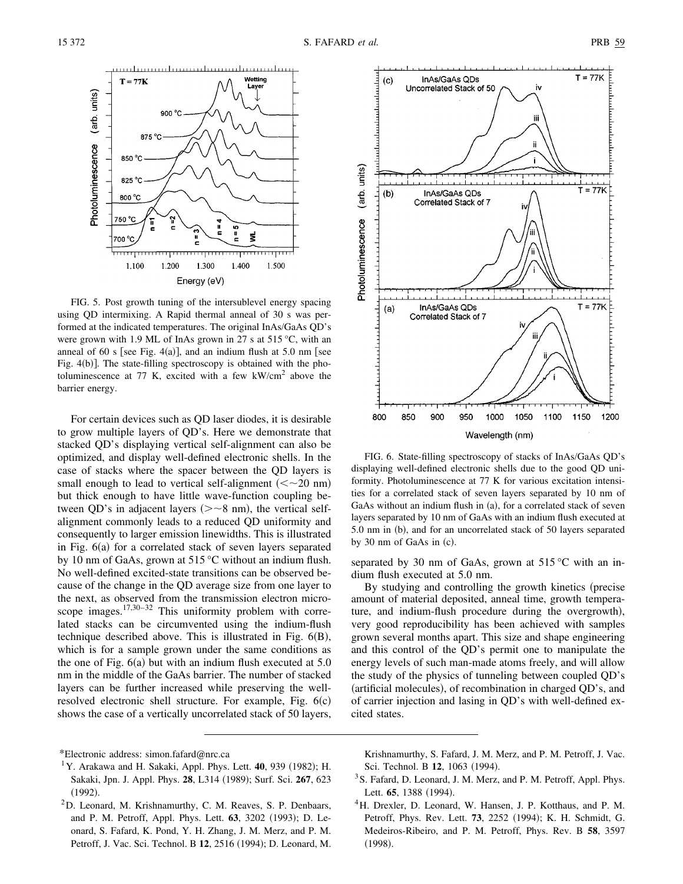FIG. 5. Post growth tuning of the intersublevel energy spacing using QD intermixing. A Rapid thermal anneal of 30 s was performed at the indicated temperatures. The original InAs/GaAs QD's were grown with 1.9 ML of InAs grown in 27 s at 515 °C, with an anneal of 60 s [see Fig. 4(a)], and an indium flush at 5.0 nm [see Fig. 4(b)]. The state-filling spectroscopy is obtained with the photoluminescence at 77 K, excited with a few kW/cm$^2$ above the barrier energy.

For certain devices such as QD laser diodes, it is desirable to grow multiple layers of QD's. Here we demonstrate that stacked QD's displaying vertical self-alignment can also be optimized, and display well-defined electronic shells. In the case of stacks where the spacer between the QD layers is small enough to lead to vertical self-alignment ($<\sim$20 nm) but thick enough to have little wave-function coupling between QD's in adjacent layers ($>\sim$8 nm), the vertical self-alignment commonly leads to a reduced QD uniformity and consequently to larger emission linewidths. This is illustrated in Fig. 6(a) for a correlated stack of seven layers separated by 10 nm of GaAs, grown at 515 °C without an indium flush. No well-defined excited-state transitions can be observed because of the change in the QD average size from one layer to the next, as observed from the transmission electron microscope images.[17,30–32] This uniformity problem with correlated stacks can be circumvented using the indium-flush technique described above. This is illustrated in Fig. 6(B), which is for a sample grown under the same conditions as the one of Fig. 6(a) but with an indium flush executed at 5.0 nm in the middle of the GaAs barrier. The number of stacked layers can be further increased while preserving the well-resolved electronic shell structure. For example, Fig. 6(c) shows the case of a vertically uncorrelated stack of 50 layers, separated by 30 nm of GaAs, grown at 515 °C with an indium flush executed at 5.0 nm.

FIG. 6. State-filling spectroscopy of stacks of InAs/GaAs QD's displaying well-defined electronic shells due to the good QD uniformity. Photoluminescence at 77 K for various excitation intensities for a correlated stack of seven layers separated by 10 nm of GaAs without an indium flush in (a), for a correlated stack of seven layers separated by 10 nm of GaAs with an indium flush executed at 5.0 nm in (b), and for an uncorrelated stack of 50 layers separated by 30 nm of GaAs in (c).

By studying and controlling the growth kinetics (precise amount of material deposited, anneal time, growth temperature, and indium-flush procedure during the overgrowth), very good reproducibility has been achieved with samples grown several months apart. This size and shape engineering and this control of the QD's permit one to manipulate the energy levels of such man-made atoms freely, and will allow the study of the physics of tunneling between coupled QD's (artificial molecules), of recombination in charged QD's, and of carrier injection and lasing in QD's with well-defined excited states.

---

*Electronic address: simon.fafard@nrc.ca

[1] Y. Arakawa and H. Sakaki, Appl. Phys. Lett. **40**, 939 (1982); H. Sakaki, Jpn. J. Appl. Phys. **28**, L314 (1989); Surf. Sci. **267**, 623 (1992).

[2] D. Leonard, M. Krishnamurthy, C. M. Reaves, S. P. Denbaars, and P. M. Petroff, Appl. Phys. Lett. **63**, 3202 (1993); D. Leonard, S. Fafard, K. Pond, Y. H. Zhang, J. M. Merz, and P. M. Petroff, J. Vac. Sci. Technol. B **12**, 2516 (1994); D. Leonard, M. Krishnamurthy, S. Fafard, J. M. Merz, and P. M. Petroff, J. Vac. Sci. Technol. B **12**, 1063 (1994).

[3] S. Fafard, D. Leonard, J. M. Merz, and P. M. Petroff, Appl. Phys. Lett. **65**, 1388 (1994).

[4] H. Drexler, D. Leonard, W. Hansen, J. P. Kotthaus, and P. M. Petroff, Phys. Rev. Lett. **73**, 2252 (1994); K. H. Schmidt, G. Medeiros-Ribeiro, and P. M. Petroff, Phys. Rev. B **58**, 3597 (1998).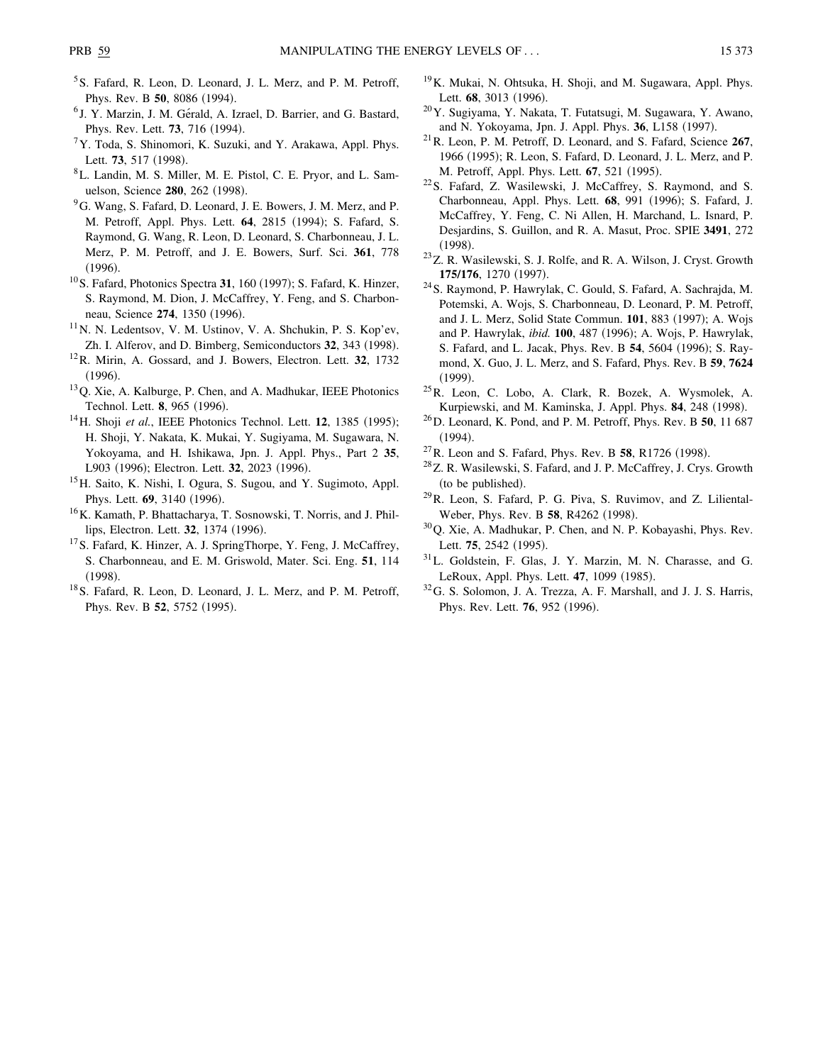[5] S. Fafard, R. Leon, D. Leonard, J. L. Merz, and P. M. Petroff, Phys. Rev. B **50**, 8086 (1994).

[6] J. Y. Marzin, J. M. Gérald, A. Izrael, D. Barrier, and G. Bastard, Phys. Rev. Lett. **73**, 716 (1994).

[7] Y. Toda, S. Shinomori, K. Suzuki, and Y. Arakawa, Appl. Phys. Lett. **73**, 517 (1998).

[8] L. Landin, M. S. Miller, M. E. Pistol, C. E. Pryor, and L. Samuelson, Science **280**, 262 (1998).

[9] G. Wang, S. Fafard, D. Leonard, J. E. Bowers, J. M. Merz, and P. M. Petroff, Appl. Phys. Lett. **64**, 2815 (1994); S. Fafard, S. Raymond, G. Wang, R. Leon, D. Leonard, S. Charbonneau, J. L. Merz, P. M. Petroff, and J. E. Bowers, Surf. Sci. **361**, 778 (1996).

[10] S. Fafard, Photonics Spectra **31**, 160 (1997); S. Fafard, K. Hinzer, S. Raymond, M. Dion, J. McCaffrey, Y. Feng, and S. Charbonneau, Science **274**, 1350 (1996).

[11] N. N. Ledentsov, V. M. Ustinov, V. A. Shchukin, P. S. Kop'ev, Zh. I. Alferov, and D. Bimberg, Semiconductors **32**, 343 (1998).

[12] R. Mirin, A. Gossard, and J. Bowers, Electron. Lett. **32**, 1732 (1996).

[13] Q. Xie, A. Kalburge, P. Chen, and A. Madhukar, IEEE Photonics Technol. Lett. **8**, 965 (1996).

[14] H. Shoji *et al.*, IEEE Photonics Technol. Lett. **12**, 1385 (1995); H. Shoji, Y. Nakata, K. Mukai, Y. Sugiyama, M. Sugawara, N. Yokoyama, and H. Ishikawa, Jpn. J. Appl. Phys., Part 2 **35**, L903 (1996); Electron. Lett. **32**, 2023 (1996).

[15] H. Saito, K. Nishi, I. Ogura, S. Sugou, and Y. Sugimoto, Appl. Phys. Lett. **69**, 3140 (1996).

[16] K. Kamath, P. Bhattacharya, T. Sosnowski, T. Norris, and J. Phillips, Electron. Lett. **32**, 1374 (1996).

[17] S. Fafard, K. Hinzer, A. J. SpringThorpe, Y. Feng, J. McCaffrey, S. Charbonneau, and E. M. Griswold, Mater. Sci. Eng. **51**, 114 (1998).

[18] S. Fafard, R. Leon, D. Leonard, J. L. Merz, and P. M. Petroff, Phys. Rev. B **52**, 5752 (1995).

[19] K. Mukai, N. Ohtsuka, H. Shoji, and M. Sugawara, Appl. Phys. Lett. **68**, 3013 (1996).

[20] Y. Sugiyama, Y. Nakata, T. Futatsugi, M. Sugawara, Y. Awano, and N. Yokoyama, Jpn. J. Appl. Phys. **36**, L158 (1997).

[21] R. Leon, P. M. Petroff, D. Leonard, and S. Fafard, Science **267**, 1966 (1995); R. Leon, S. Fafard, D. Leonard, J. L. Merz, and P. M. Petroff, Appl. Phys. Lett. **67**, 521 (1995).

[22] S. Fafard, Z. Wasilewski, J. McCaffrey, S. Raymond, and S. Charbonneau, Appl. Phys. Lett. **68**, 991 (1996); S. Fafard, J. McCaffrey, Y. Feng, C. Ni Allen, H. Marchand, L. Isnard, P. Desjardins, S. Guillon, and R. A. Masut, Proc. SPIE **3491**, 272 (1998).

[23] Z. R. Wasilewski, S. J. Rolfe, and R. A. Wilson, J. Cryst. Growth **175/176**, 1270 (1997).

[24] S. Raymond, P. Hawrylak, C. Gould, S. Fafard, A. Sachrajda, M. Potemski, A. Wojs, S. Charbonneau, D. Leonard, P. M. Petroff, and J. L. Merz, Solid State Commun. **101**, 883 (1997); A. Wojs and P. Hawrylak, *ibid.* **100**, 487 (1996); A. Wojs, P. Hawrylak, S. Fafard, and L. Jacak, Phys. Rev. B **54**, 5604 (1996); S. Raymond, X. Guo, J. L. Merz, and S. Fafard, Phys. Rev. B **59**, **7624** (1999).

[25] R. Leon, C. Lobo, A. Clark, R. Bozek, A. Wysmolek, A. Kurpiewski, and M. Kaminska, J. Appl. Phys. **84**, 248 (1998).

[26] D. Leonard, K. Pond, and P. M. Petroff, Phys. Rev. B **50**, 11 687 (1994).

[27] R. Leon and S. Fafard, Phys. Rev. B **58**, R1726 (1998).

[28] Z. R. Wasilewski, S. Fafard, and J. P. McCaffrey, J. Crys. Growth (to be published).

[29] R. Leon, S. Fafard, P. G. Piva, S. Ruvimov, and Z. Liliental-Weber, Phys. Rev. B **58**, R4262 (1998).

[30] Q. Xie, A. Madhukar, P. Chen, and N. P. Kobayashi, Phys. Rev. Lett. **75**, 2542 (1995).

[31] L. Goldstein, F. Glas, J. Y. Marzin, M. N. Charasse, and G. LeRoux, Appl. Phys. Lett. **47**, 1099 (1985).

[32] G. S. Solomon, J. A. Trezza, A. F. Marshall, and J. J. S. Harris, Phys. Rev. Lett. **76**, 952 (1996).